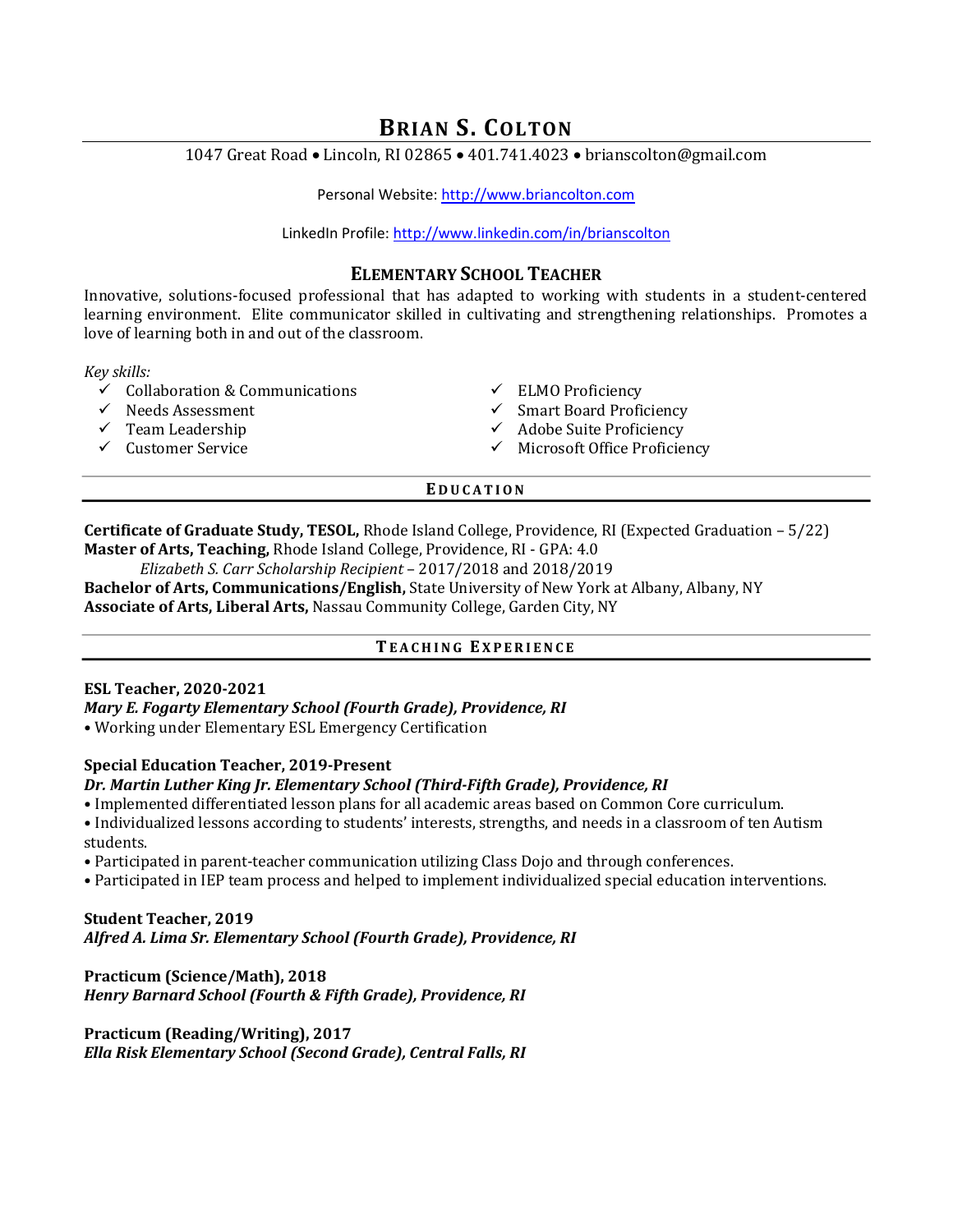# Brian S. Colton

1047 Great Road • Lincoln, RI 02865 • 401.741.4023 • brianscolton@gmail.com

Personal Website: [http://www.briancolton.com](http://www.briancolton.com)

LinkedIn Profile: [http://www.linkedin.com/in/brianscolton](http://www.linkedin.com/in/brianscolton)

## Elementary School Teacher

Innovative, solutions-focused professional that has adapted to working with students in a student-centered learning environment. Elite communicator skilled in cultivating and strengthening relationships. Promotes a love of learning both in and out of the classroom.

*Key skills:*

- ✓ Collaboration & Communications
- ✓ Needs Assessment
- ✓ Team Leadership
- ✓ Customer Service
- ✓ ELMO Proficiency
- ✓ Smart Board Proficiency
- ✓ Adobe Suite Proficiency
- ✓ Microsoft Office Proficiency

## Education

**Certificate of Graduate Study, TESOL,** Rhode Island College, Providence, RI (Expected Graduation – 5/22)
**Master of Arts, Teaching,** Rhode Island College, Providence, RI - GPA: 4.0
&nbsp;&nbsp;&nbsp;&nbsp;*Elizabeth S. Carr Scholarship Recipient* – 2017/2018 and 2018/2019
**Bachelor of Arts, Communications/English,** State University of New York at Albany, Albany, NY
**Associate of Arts, Liberal Arts,** Nassau Community College, Garden City, NY

## Teaching Experience

**ESL Teacher, 2020-2021**
***Mary E. Fogarty Elementary School (Fourth Grade), Providence, RI***
• Working under Elementary ESL Emergency Certification

**Special Education Teacher, 2019-Present**
***Dr. Martin Luther King Jr. Elementary School (Third-Fifth Grade), Providence, RI***
• Implemented differentiated lesson plans for all academic areas based on Common Core curriculum.
• Individualized lessons according to students' interests, strengths, and needs in a classroom of ten Autism students.
• Participated in parent-teacher communication utilizing Class Dojo and through conferences.
• Participated in IEP team process and helped to implement individualized special education interventions.

**Student Teacher, 2019**
***Alfred A. Lima Sr. Elementary School (Fourth Grade), Providence, RI***

**Practicum (Science/Math), 2018**
***Henry Barnard School (Fourth & Fifth Grade), Providence, RI***

**Practicum (Reading/Writing), 2017**
***Ella Risk Elementary School (Second Grade), Central Falls, RI***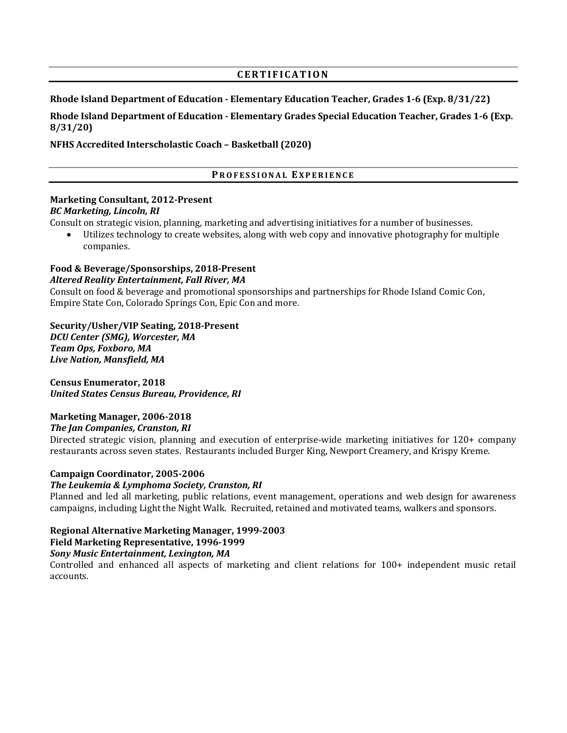## CERTIFICATION

**Rhode Island Department of Education - Elementary Education Teacher, Grades 1-6 (Exp. 8/31/22)**

**Rhode Island Department of Education - Elementary Grades Special Education Teacher, Grades 1-6 (Exp. 8/31/20)**

**NFHS Accredited Interscholastic Coach – Basketball (2020)**

## PROFESSIONAL EXPERIENCE

**Marketing Consultant, 2012-Present**
***BC Marketing, Lincoln, RI***
Consult on strategic vision, planning, marketing and advertising initiatives for a number of businesses.

- Utilizes technology to create websites, along with web copy and innovative photography for multiple companies.

**Food & Beverage/Sponsorships, 2018-Present**
***Altered Reality Entertainment, Fall River, MA***
Consult on food & beverage and promotional sponsorships and partnerships for Rhode Island Comic Con, Empire State Con, Colorado Springs Con, Epic Con and more.

**Security/Usher/VIP Seating, 2018-Present**
***DCU Center (SMG), Worcester, MA***
***Team Ops, Foxboro, MA***
***Live Nation, Mansfield, MA***

**Census Enumerator, 2018**
***United States Census Bureau, Providence, RI***

**Marketing Manager, 2006-2018**
***The Jan Companies, Cranston, RI***
Directed strategic vision, planning and execution of enterprise-wide marketing initiatives for 120+ company restaurants across seven states. Restaurants included Burger King, Newport Creamery, and Krispy Kreme.

**Campaign Coordinator, 2005-2006**
***The Leukemia & Lymphoma Society, Cranston, RI***
Planned and led all marketing, public relations, event management, operations and web design for awareness campaigns, including Light the Night Walk. Recruited, retained and motivated teams, walkers and sponsors.

**Regional Alternative Marketing Manager, 1999-2003**
**Field Marketing Representative, 1996-1999**
***Sony Music Entertainment, Lexington, MA***
Controlled and enhanced all aspects of marketing and client relations for 100+ independent music retail accounts.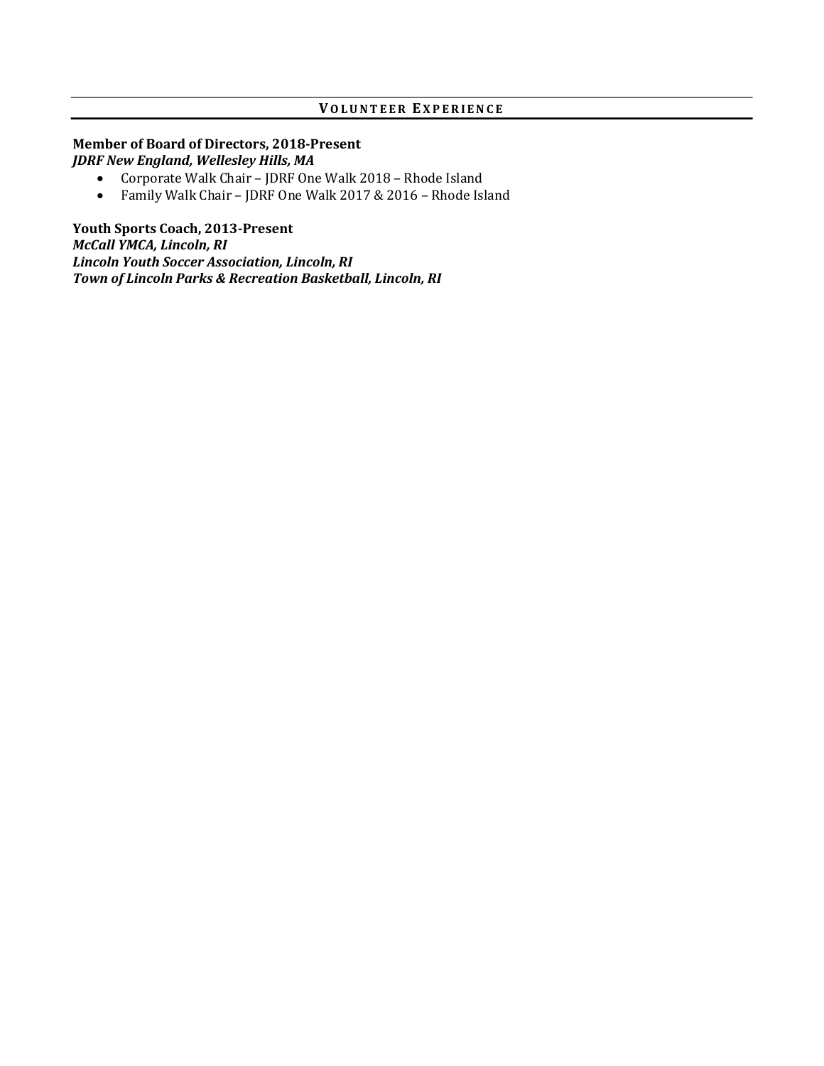## VOLUNTEER EXPERIENCE

**Member of Board of Directors, 2018-Present**
***JDRF New England, Wellesley Hills, MA***

- Corporate Walk Chair – JDRF One Walk 2018 – Rhode Island
- Family Walk Chair – JDRF One Walk 2017 & 2016 – Rhode Island

**Youth Sports Coach, 2013-Present**
***McCall YMCA, Lincoln, RI***
***Lincoln Youth Soccer Association, Lincoln, RI***
***Town of Lincoln Parks & Recreation Basketball, Lincoln, RI***